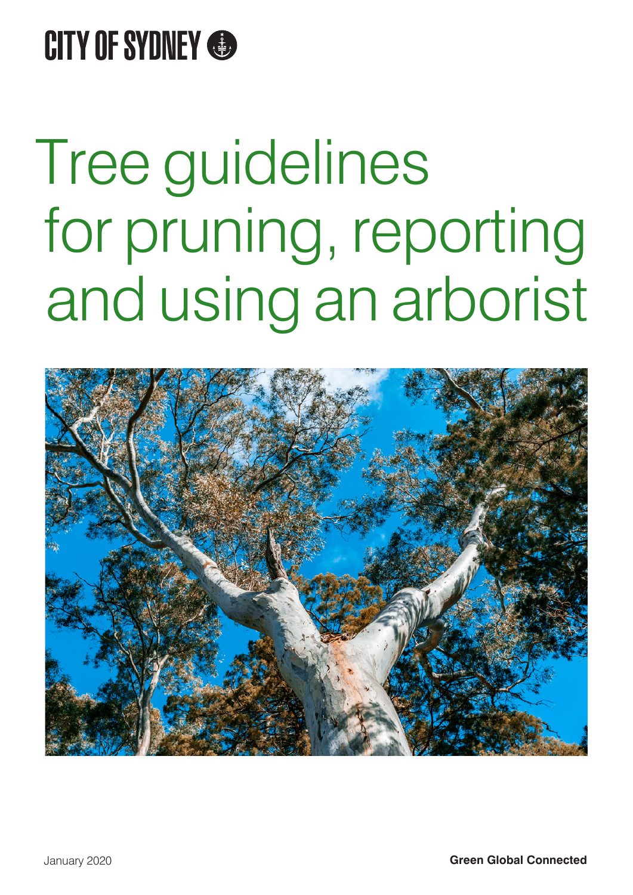CITY OF SYDNEY

# Tree guidelines for pruning, reporting and using an arborist

January 2020

**Green Global Connected**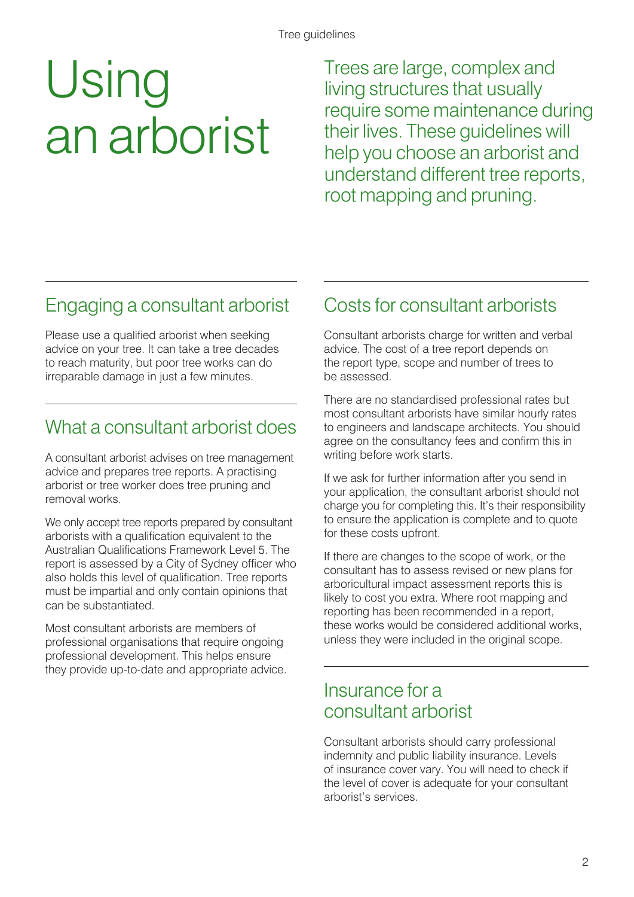# Using an arborist

Trees are large, complex and living structures that usually require some maintenance during their lives. These guidelines will help you choose an arborist and understand different tree reports, root mapping and pruning.

## Engaging a consultant arborist

Please use a qualified arborist when seeking advice on your tree. It can take a tree decades to reach maturity, but poor tree works can do irreparable damage in just a few minutes.

## What a consultant arborist does

A consultant arborist advises on tree management advice and prepares tree reports. A practising arborist or tree worker does tree pruning and removal works.

We only accept tree reports prepared by consultant arborists with a qualification equivalent to the Australian Qualifications Framework Level 5. The report is assessed by a City of Sydney officer who also holds this level of qualification. Tree reports must be impartial and only contain opinions that can be substantiated.

Most consultant arborists are members of professional organisations that require ongoing professional development. This helps ensure they provide up-to-date and appropriate advice.

## Costs for consultant arborists

Consultant arborists charge for written and verbal advice. The cost of a tree report depends on the report type, scope and number of trees to be assessed.

There are no standardised professional rates but most consultant arborists have similar hourly rates to engineers and landscape architects. You should agree on the consultancy fees and confirm this in writing before work starts.

If we ask for further information after you send in your application, the consultant arborist should not charge you for completing this. It's their responsibility to ensure the application is complete and to quote for these costs upfront.

If there are changes to the scope of work, or the consultant has to assess revised or new plans for arboricultural impact assessment reports this is likely to cost you extra. Where root mapping and reporting has been recommended in a report, these works would be considered additional works, unless they were included in the original scope.

## Insurance for a consultant arborist

Consultant arborists should carry professional indemnity and public liability insurance. Levels of insurance cover vary. You will need to check if the level of cover is adequate for your consultant arborist's services.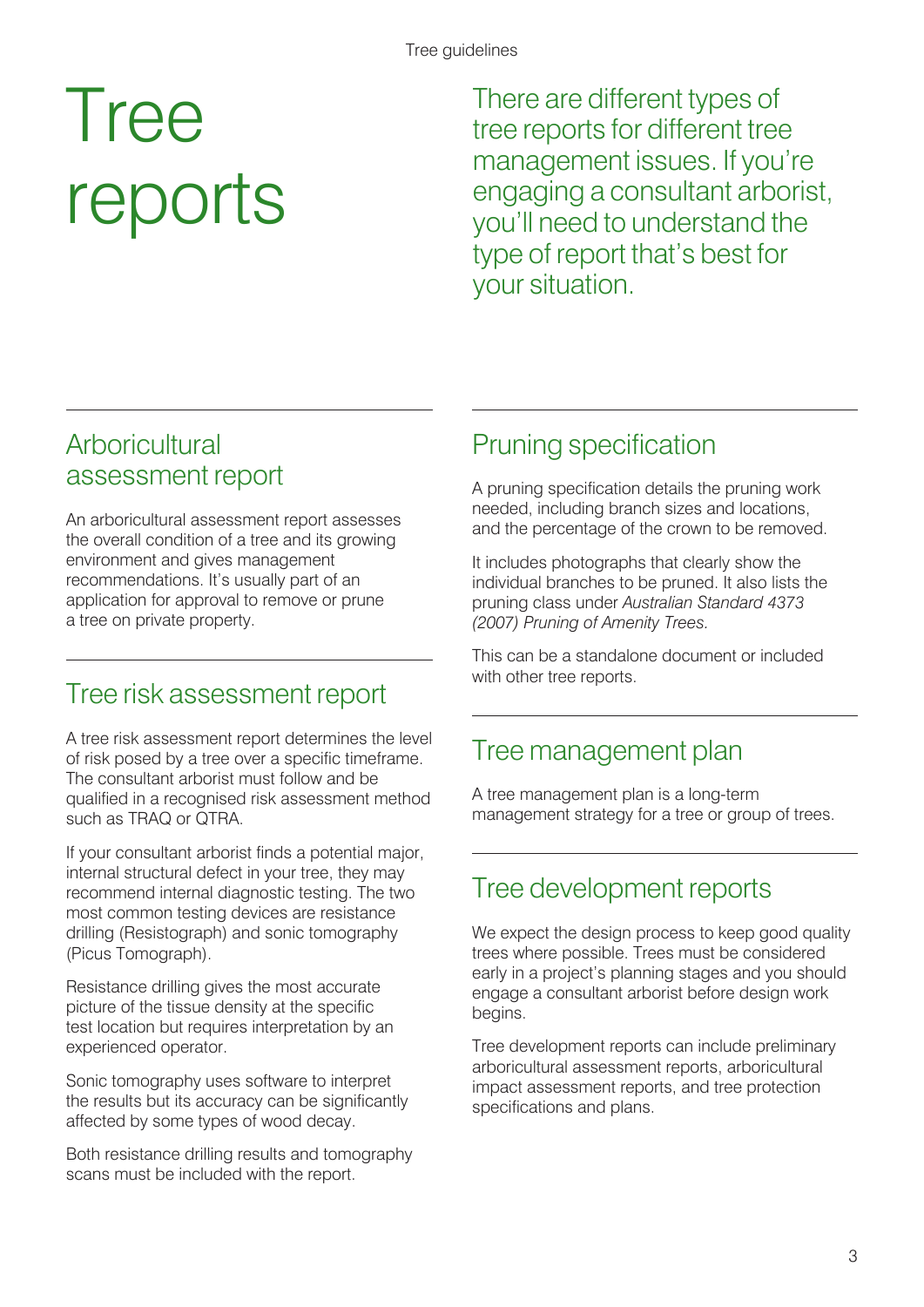# Tree reports

There are different types of tree reports for different tree management issues. If you're engaging a consultant arborist, you'll need to understand the type of report that's best for your situation.

## Arboricultural assessment report

An arboricultural assessment report assesses the overall condition of a tree and its growing environment and gives management recommendations. It's usually part of an application for approval to remove or prune a tree on private property.

## Tree risk assessment report

A tree risk assessment report determines the level of risk posed by a tree over a specific timeframe. The consultant arborist must follow and be qualified in a recognised risk assessment method such as TRAQ or QTRA.

If your consultant arborist finds a potential major, internal structural defect in your tree, they may recommend internal diagnostic testing. The two most common testing devices are resistance drilling (Resistograph) and sonic tomography (Picus Tomograph).

Resistance drilling gives the most accurate picture of the tissue density at the specific test location but requires interpretation by an experienced operator.

Sonic tomography uses software to interpret the results but its accuracy can be significantly affected by some types of wood decay.

Both resistance drilling results and tomography scans must be included with the report.

## Pruning specification

A pruning specification details the pruning work needed, including branch sizes and locations, and the percentage of the crown to be removed.

It includes photographs that clearly show the individual branches to be pruned. It also lists the pruning class under *Australian Standard 4373 (2007) Pruning of Amenity Trees.*

This can be a standalone document or included with other tree reports.

## Tree management plan

A tree management plan is a long-term management strategy for a tree or group of trees.

## Tree development reports

We expect the design process to keep good quality trees where possible. Trees must be considered early in a project's planning stages and you should engage a consultant arborist before design work begins.

Tree development reports can include preliminary arboricultural assessment reports, arboricultural impact assessment reports, and tree protection specifications and plans.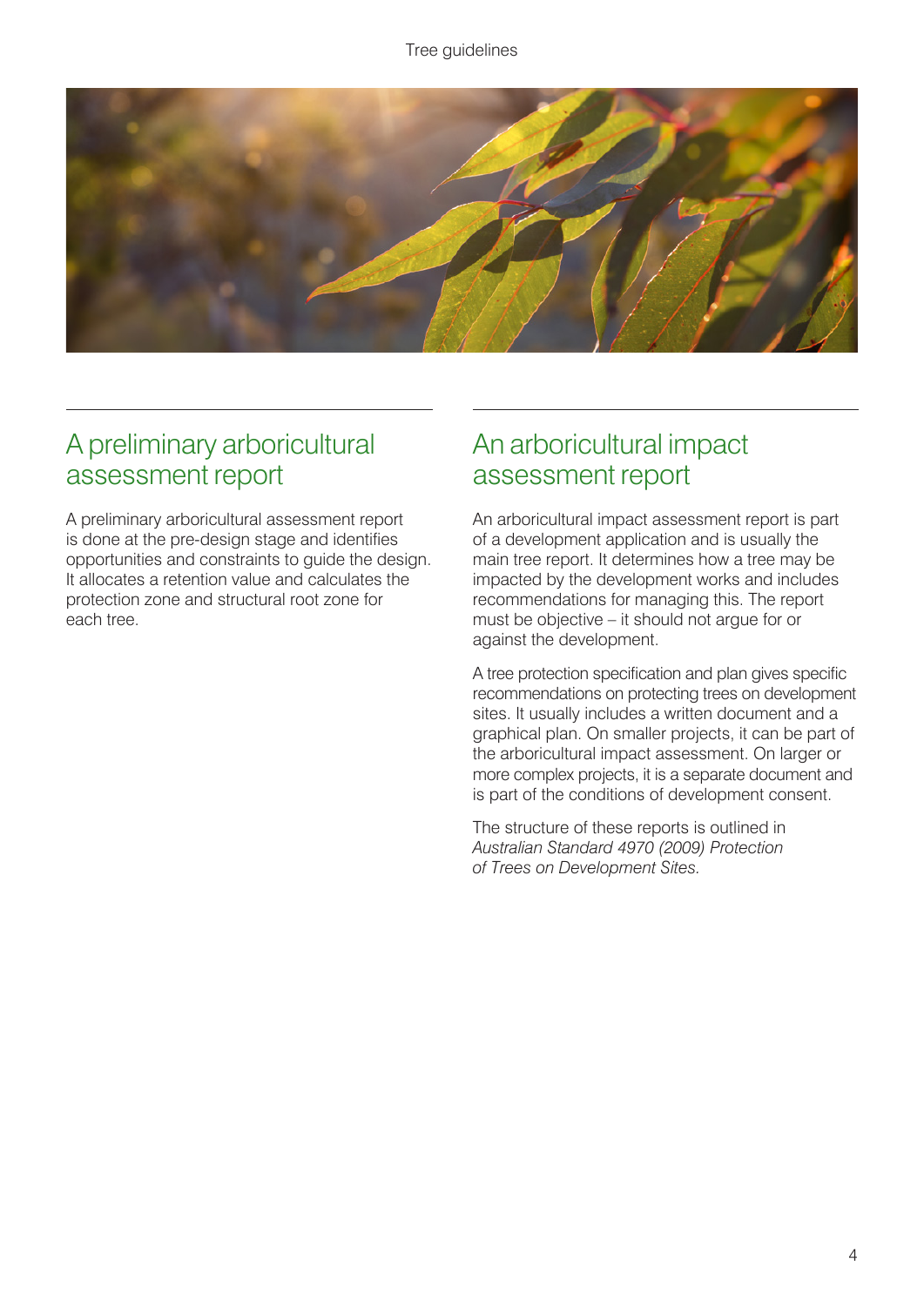## A preliminary arboricultural assessment report

A preliminary arboricultural assessment report is done at the pre-design stage and identifies opportunities and constraints to guide the design. It allocates a retention value and calculates the protection zone and structural root zone for each tree.

## An arboricultural impact assessment report

An arboricultural impact assessment report is part of a development application and is usually the main tree report. It determines how a tree may be impacted by the development works and includes recommendations for managing this. The report must be objective – it should not argue for or against the development.

A tree protection specification and plan gives specific recommendations on protecting trees on development sites. It usually includes a written document and a graphical plan. On smaller projects, it can be part of the arboricultural impact assessment. On larger or more complex projects, it is a separate document and is part of the conditions of development consent.

The structure of these reports is outlined in *Australian Standard 4970 (2009) Protection of Trees on Development Sites*.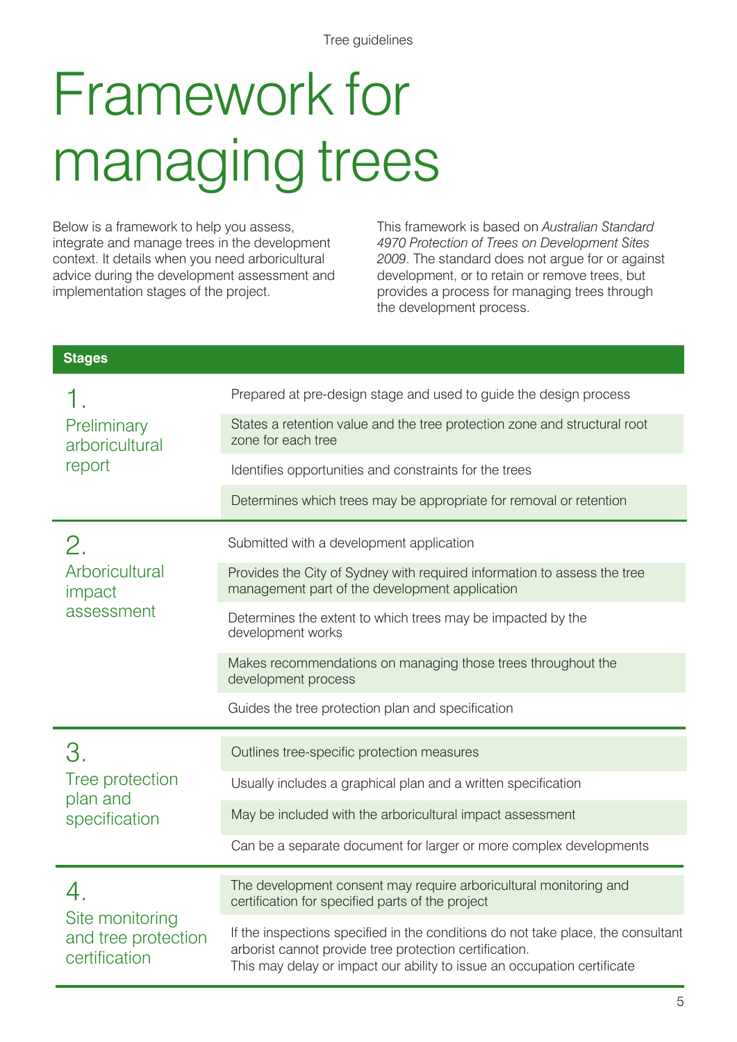# Framework for managing trees

Below is a framework to help you assess, integrate and manage trees in the development context. It details when you need arboricultural advice during the development assessment and implementation stages of the project.

This framework is based on *Australian Standard 4970 Protection of Trees on Development Sites 2009*. The standard does not argue for or against development, or to retain or remove trees, but provides a process for managing trees through the development process.

| **Stages** | |
|---|---|
| 1. Preliminary arboricultural report | Prepared at pre-design stage and used to guide the design process |
| | States a retention value and the tree protection zone and structural root zone for each tree |
| | Identifies opportunities and constraints for the trees |
| | Determines which trees may be appropriate for removal or retention |
| 2. Arboricultural impact assessment | Submitted with a development application |
| | Provides the City of Sydney with required information to assess the tree management part of the development application |
| | Determines the extent to which trees may be impacted by the development works |
| | Makes recommendations on managing those trees throughout the development process |
| | Guides the tree protection plan and specification |
| 3. Tree protection plan and specification | Outlines tree-specific protection measures |
| | Usually includes a graphical plan and a written specification |
| | May be included with the arboricultural impact assessment |
| | Can be a separate document for larger or more complex developments |
| 4. Site monitoring and tree protection certification | The development consent may require arboricultural monitoring and certification for specified parts of the project |
| | If the inspections specified in the conditions do not take place, the consultant arborist cannot provide tree protection certification. This may delay or impact our ability to issue an occupation certificate |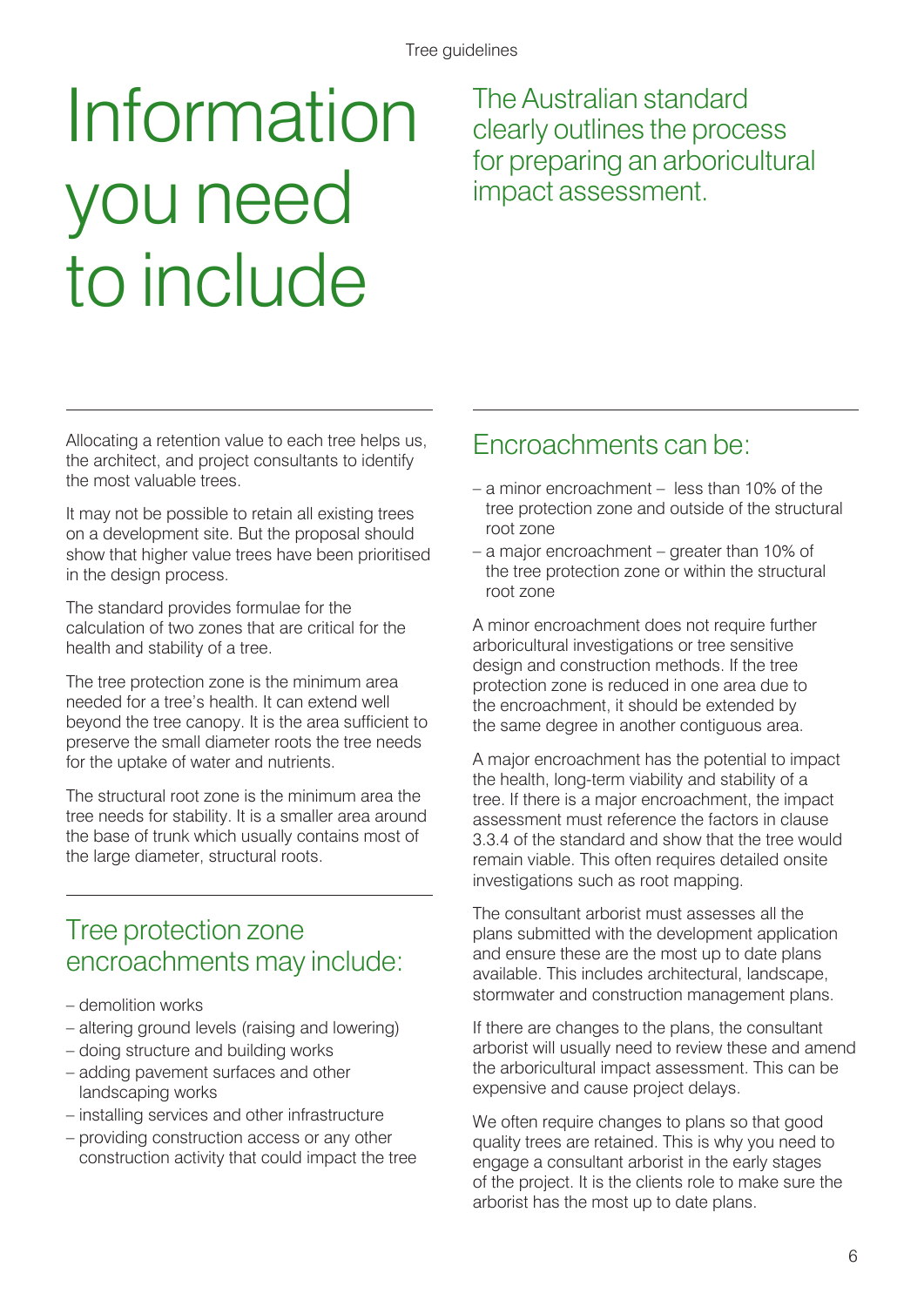# Information you need to include

## The Australian standard clearly outlines the process for preparing an arboricultural impact assessment.

Allocating a retention value to each tree helps us, the architect, and project consultants to identify the most valuable trees.

It may not be possible to retain all existing trees on a development site. But the proposal should show that higher value trees have been prioritised in the design process.

The standard provides formulae for the calculation of two zones that are critical for the health and stability of a tree.

The tree protection zone is the minimum area needed for a tree's health. It can extend well beyond the tree canopy. It is the area sufficient to preserve the small diameter roots the tree needs for the uptake of water and nutrients.

The structural root zone is the minimum area the tree needs for stability. It is a smaller area around the base of trunk which usually contains most of the large diameter, structural roots.

## Tree protection zone encroachments may include:

- demolition works
- altering ground levels (raising and lowering)
- doing structure and building works
- adding pavement surfaces and other landscaping works
- installing services and other infrastructure
- providing construction access or any other construction activity that could impact the tree

## Encroachments can be:

- a minor encroachment – less than 10% of the tree protection zone and outside of the structural root zone
- a major encroachment – greater than 10% of the tree protection zone or within the structural root zone

A minor encroachment does not require further arboricultural investigations or tree sensitive design and construction methods. If the tree protection zone is reduced in one area due to the encroachment, it should be extended by the same degree in another contiguous area.

A major encroachment has the potential to impact the health, long-term viability and stability of a tree. If there is a major encroachment, the impact assessment must reference the factors in clause 3.3.4 of the standard and show that the tree would remain viable. This often requires detailed onsite investigations such as root mapping.

The consultant arborist must assesses all the plans submitted with the development application and ensure these are the most up to date plans available. This includes architectural, landscape, stormwater and construction management plans.

If there are changes to the plans, the consultant arborist will usually need to review these and amend the arboricultural impact assessment. This can be expensive and cause project delays.

We often require changes to plans so that good quality trees are retained. This is why you need to engage a consultant arborist in the early stages of the project. It is the clients role to make sure the arborist has the most up to date plans.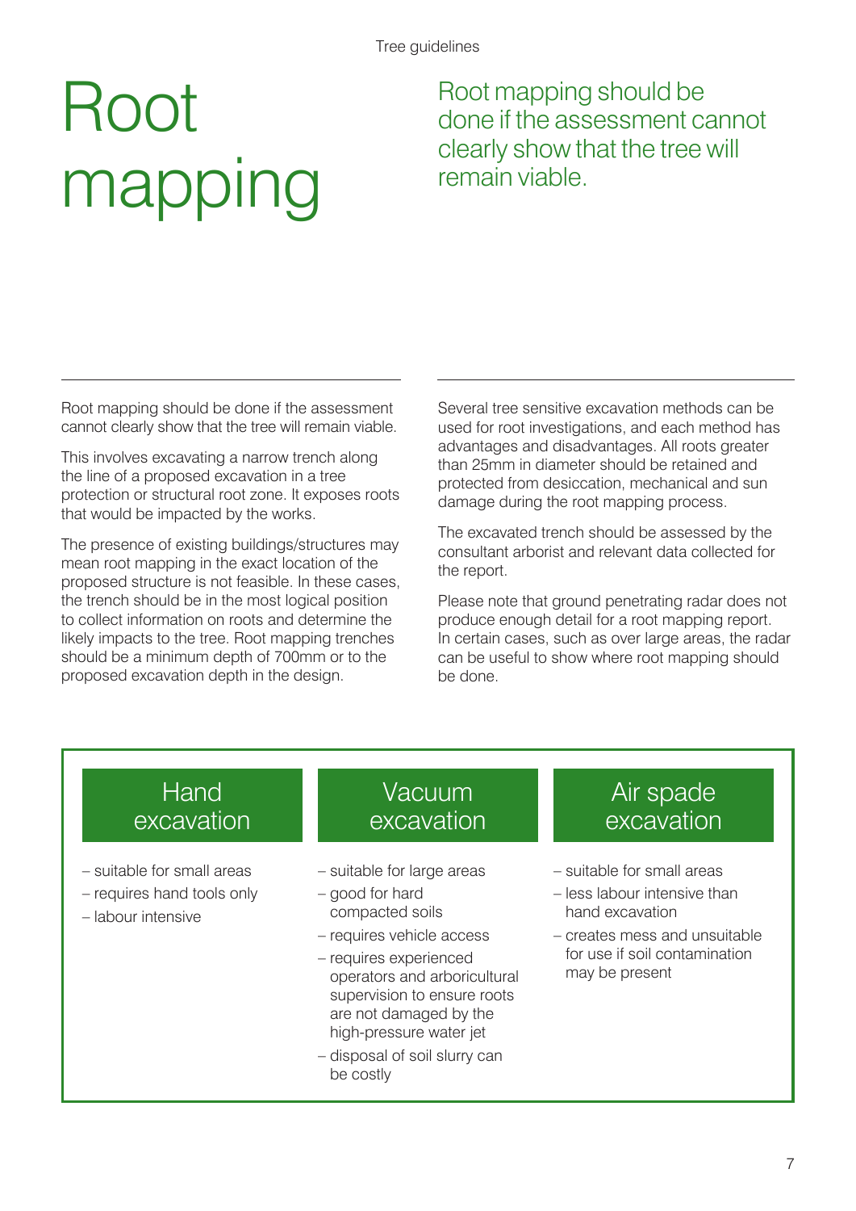# Root mapping

## Root mapping should be done if the assessment cannot clearly show that the tree will remain viable.

Root mapping should be done if the assessment cannot clearly show that the tree will remain viable.

This involves excavating a narrow trench along the line of a proposed excavation in a tree protection or structural root zone. It exposes roots that would be impacted by the works.

The presence of existing buildings/structures may mean root mapping in the exact location of the proposed structure is not feasible. In these cases, the trench should be in the most logical position to collect information on roots and determine the likely impacts to the tree. Root mapping trenches should be a minimum depth of 700mm or to the proposed excavation depth in the design.

Several tree sensitive excavation methods can be used for root investigations, and each method has advantages and disadvantages. All roots greater than 25mm in diameter should be retained and protected from desiccation, mechanical and sun damage during the root mapping process.

The excavated trench should be assessed by the consultant arborist and relevant data collected for the report.

Please note that ground penetrating radar does not produce enough detail for a root mapping report. In certain cases, such as over large areas, the radar can be useful to show where root mapping should be done.

### Hand excavation

- suitable for small areas
- requires hand tools only
- labour intensive

### Vacuum excavation

- suitable for large areas
- good for hard compacted soils
- requires vehicle access
- requires experienced operators and arboricultural supervision to ensure roots are not damaged by the high-pressure water jet
- disposal of soil slurry can be costly

### Air spade excavation

- suitable for small areas
- less labour intensive than hand excavation
- creates mess and unsuitable for use if soil contamination may be present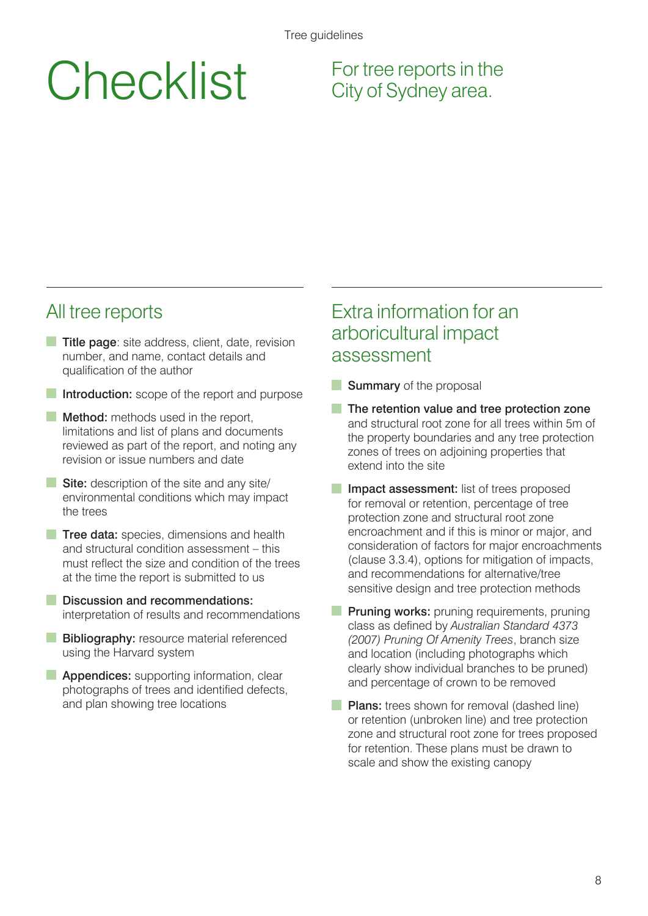# Checklist

For tree reports in the City of Sydney area.

## All tree reports

- **Title page**: site address, client, date, revision number, and name, contact details and qualification of the author
- **Introduction:** scope of the report and purpose
- **Method:** methods used in the report, limitations and list of plans and documents reviewed as part of the report, and noting any revision or issue numbers and date
- **Site:** description of the site and any site/environmental conditions which may impact the trees
- **Tree data:** species, dimensions and health and structural condition assessment – this must reflect the size and condition of the trees at the time the report is submitted to us
- **Discussion and recommendations:** interpretation of results and recommendations
- **Bibliography:** resource material referenced using the Harvard system
- **Appendices:** supporting information, clear photographs of trees and identified defects, and plan showing tree locations

## Extra information for an arboricultural impact assessment

- **Summary** of the proposal
- **The retention value and tree protection zone** and structural root zone for all trees within 5m of the property boundaries and any tree protection zones of trees on adjoining properties that extend into the site
- **Impact assessment:** list of trees proposed for removal or retention, percentage of tree protection zone and structural root zone encroachment and if this is minor or major, and consideration of factors for major encroachments (clause 3.3.4), options for mitigation of impacts, and recommendations for alternative/tree sensitive design and tree protection methods
- **Pruning works:** pruning requirements, pruning class as defined by *Australian Standard 4373 (2007) Pruning Of Amenity Trees*, branch size and location (including photographs which clearly show individual branches to be pruned) and percentage of crown to be removed
- **Plans:** trees shown for removal (dashed line) or retention (unbroken line) and tree protection zone and structural root zone for trees proposed for retention. These plans must be drawn to scale and show the existing canopy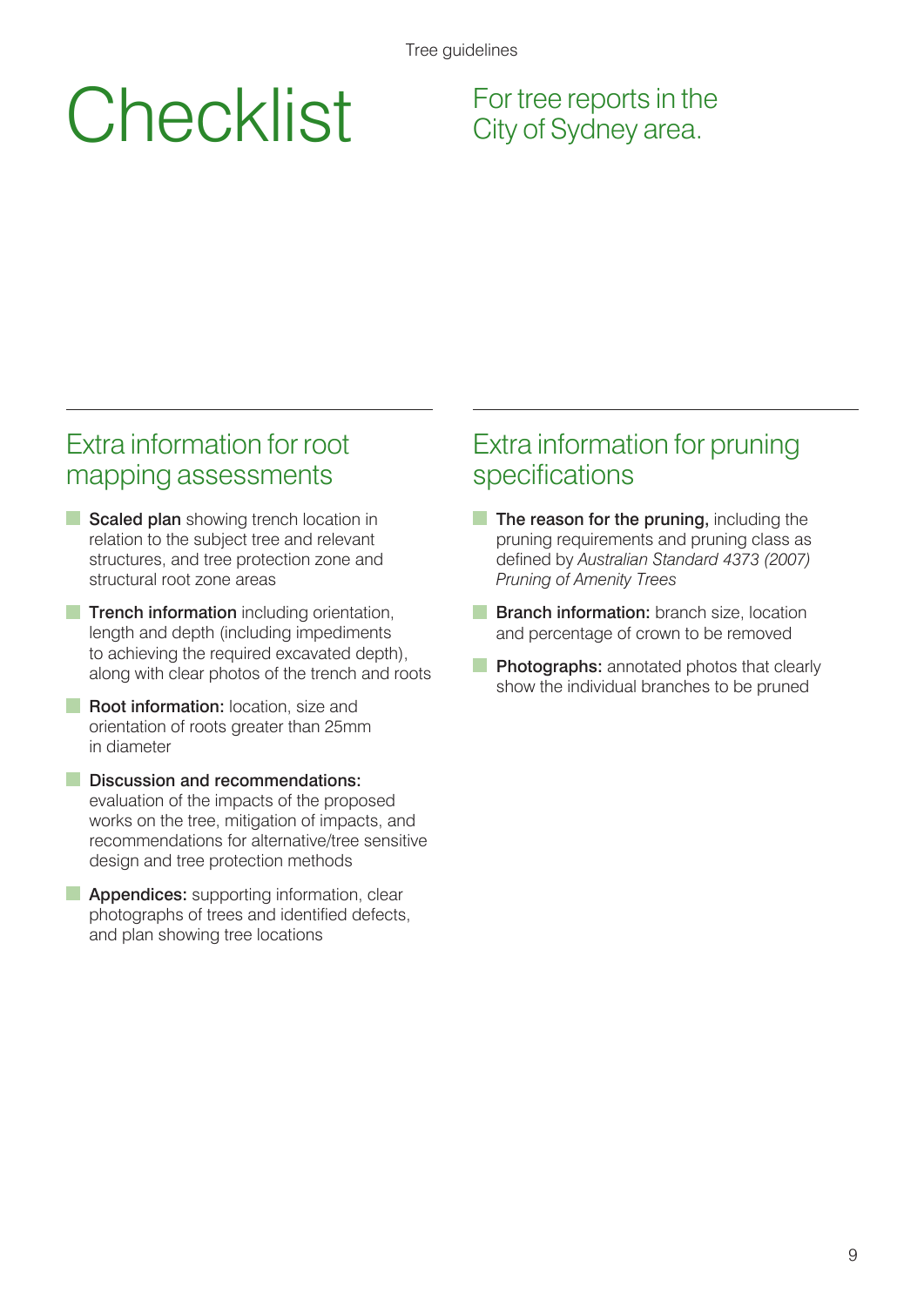# Checklist

For tree reports in the City of Sydney area.

## Extra information for root mapping assessments

- **Scaled plan** showing trench location in relation to the subject tree and relevant structures, and tree protection zone and structural root zone areas
- **Trench information** including orientation, length and depth (including impediments to achieving the required excavated depth), along with clear photos of the trench and roots
- **Root information:** location, size and orientation of roots greater than 25mm in diameter
- **Discussion and recommendations:** evaluation of the impacts of the proposed works on the tree, mitigation of impacts, and recommendations for alternative/tree sensitive design and tree protection methods
- **Appendices:** supporting information, clear photographs of trees and identified defects, and plan showing tree locations

## Extra information for pruning specifications

- **The reason for the pruning,** including the pruning requirements and pruning class as defined by *Australian Standard 4373 (2007) Pruning of Amenity Trees*
- **Branch information:** branch size, location and percentage of crown to be removed
- **Photographs:** annotated photos that clearly show the individual branches to be pruned